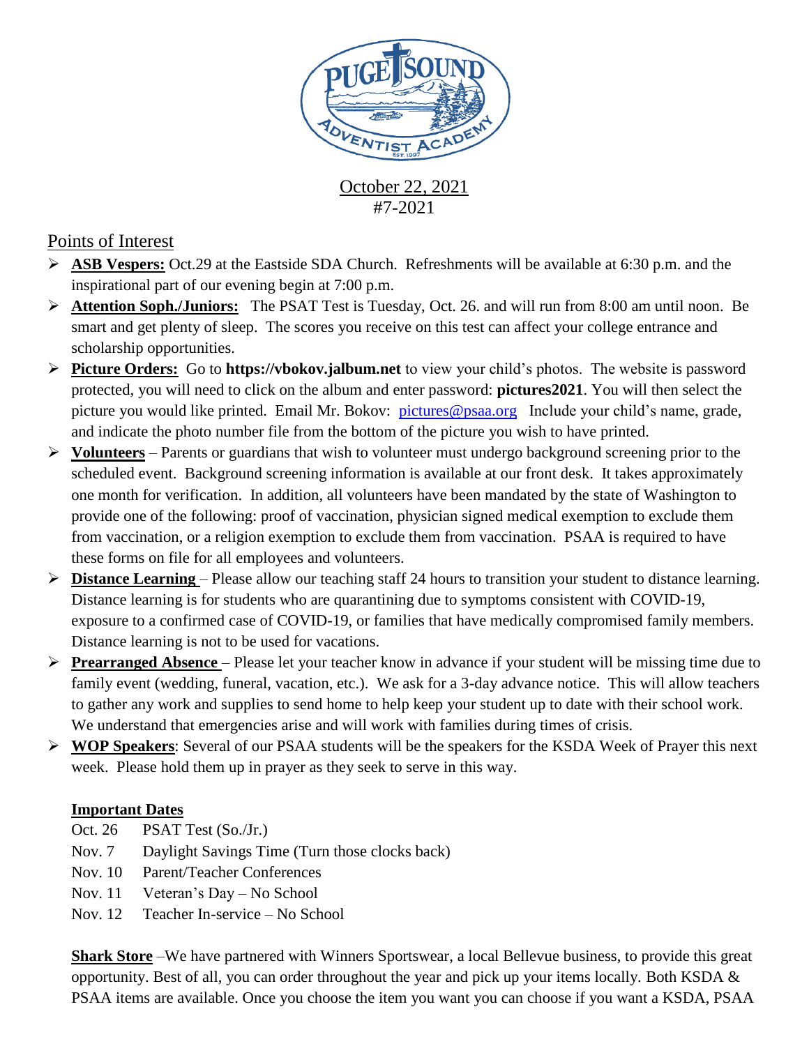October 22, 2021
#7-2021

## Points of Interest

- **ASB Vespers:** Oct.29 at the Eastside SDA Church. Refreshments will be available at 6:30 p.m. and the inspirational part of our evening begin at 7:00 p.m.
- **Attention Soph./Juniors:** The PSAT Test is Tuesday, Oct. 26. and will run from 8:00 am until noon. Be smart and get plenty of sleep. The scores you receive on this test can affect your college entrance and scholarship opportunities.
- **Picture Orders:** Go to **https://vbokov.jalbum.net** to view your child's photos. The website is password protected, you will need to click on the album and enter password: **pictures2021**. You will then select the picture you would like printed. Email Mr. Bokov: pictures@psaa.org Include your child's name, grade, and indicate the photo number file from the bottom of the picture you wish to have printed.
- **Volunteers** – Parents or guardians that wish to volunteer must undergo background screening prior to the scheduled event. Background screening information is available at our front desk. It takes approximately one month for verification. In addition, all volunteers have been mandated by the state of Washington to provide one of the following: proof of vaccination, physician signed medical exemption to exclude them from vaccination, or a religion exemption to exclude them from vaccination. PSAA is required to have these forms on file for all employees and volunteers.
- **Distance Learning** – Please allow our teaching staff 24 hours to transition your student to distance learning. Distance learning is for students who are quarantining due to symptoms consistent with COVID-19, exposure to a confirmed case of COVID-19, or families that have medically compromised family members. Distance learning is not to be used for vacations.
- **Prearranged Absence** – Please let your teacher know in advance if your student will be missing time due to family event (wedding, funeral, vacation, etc.). We ask for a 3-day advance notice. This will allow teachers to gather any work and supplies to send home to help keep your student up to date with their school work. We understand that emergencies arise and will work with families during times of crisis.
- **WOP Speakers**: Several of our PSAA students will be the speakers for the KSDA Week of Prayer this next week. Please hold them up in prayer as they seek to serve in this way.

**Important Dates**

Oct. 26 PSAT Test (So./Jr.)
Nov. 7 Daylight Savings Time (Turn those clocks back)
Nov. 10 Parent/Teacher Conferences
Nov. 11 Veteran's Day – No School
Nov. 12 Teacher In-service – No School

**Shark Store** –We have partnered with Winners Sportswear, a local Bellevue business, to provide this great opportunity. Best of all, you can order throughout the year and pick up your items locally. Both KSDA & PSAA items are available. Once you choose the item you want you can choose if you want a KSDA, PSAA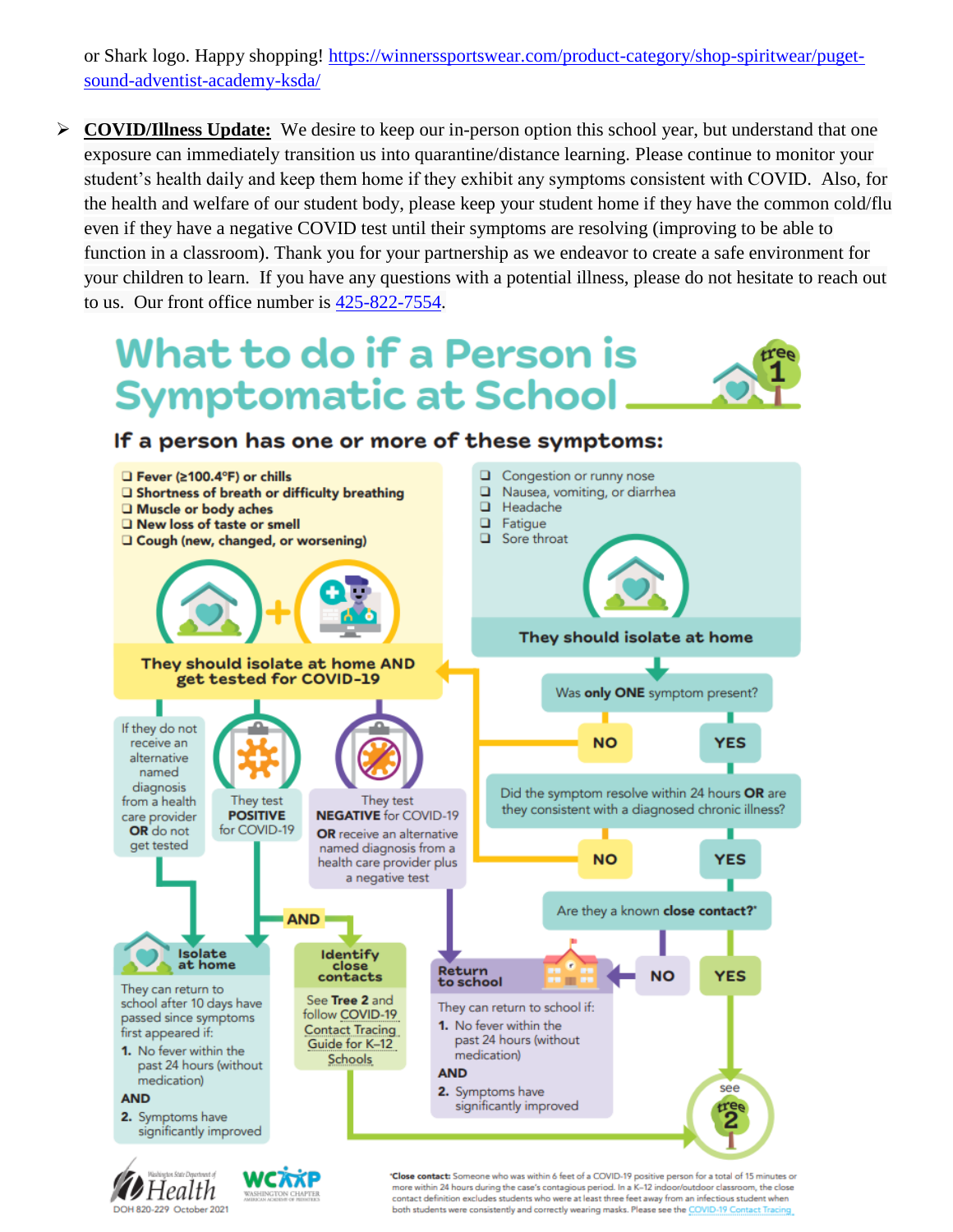or Shark logo. Happy shopping! https://winnerssportswear.com/product-category/shop-spiritwear/puget-sound-adventist-academy-ksda/

- **COVID/Illness Update:** We desire to keep our in-person option this school year, but understand that one exposure can immediately transition us into quarantine/distance learning. Please continue to monitor your student's health daily and keep them home if they exhibit any symptoms consistent with COVID. Also, for the health and welfare of our student body, please keep your student home if they have the common cold/flu even if they have a negative COVID test until their symptoms are resolving (improving to be able to function in a classroom). Thank you for your partnership as we endeavor to create a safe environment for your children to learn. If you have any questions with a potential illness, please do not hesitate to reach out to us. Our front office number is 425-822-7554.

# What to do if a Person is Symptomatic at School

tree 1

## If a person has one or more of these symptoms:

- Fever (≥100.4°F) or chills
- Shortness of breath or difficulty breathing
- Muscle or body aches
- New loss of taste or smell
- Cough (new, changed, or worsening)

**They should isolate at home AND get tested for COVID-19**

- Congestion or runny nose
- Nausea, vomiting, or diarrhea
- Headache
- Fatigue
- Sore throat

**They should isolate at home**

Was **only ONE** symptom present?

NO

YES

Did the symptom resolve within 24 hours **OR** are they consistent with a diagnosed chronic illness?

NO

YES

Are they a known **close contact?***

NO

YES

If they do not receive an alternative named diagnosis from a health care provider **OR** do not get tested

They test **POSITIVE** for COVID-19

They test **NEGATIVE** for COVID-19 **OR** receive an alternative named diagnosis from a health care provider plus a negative test

AND

**Isolate at home**

They can return to school after 10 days have passed since symptoms first appeared if:

1. No fever within the past 24 hours (without medication)

**AND**

2. Symptoms have significantly improved

**Identify close contacts**

See **Tree 2** and follow COVID-19 Contact Tracing Guide for K–12 Schools

**Return to school**

They can return to school if:

1. No fever within the past 24 hours (without medication)

**AND**

2. Symptoms have significantly improved

see tree 2

Washington State Department of Health

DOH 820-229 October 2021

WCAAP WASHINGTON CHAPTER AMERICAN ACADEMY OF PEDIATRICS

***Close contact:** Someone who was within 6 feet of a COVID-19 positive person for a total of 15 minutes or more within 24 hours during the case's contagious period. In a K–12 indoor/outdoor classroom, the close contact definition excludes students who were at least three feet away from an infectious student when both students were consistently and correctly wearing masks. Please see the COVID-19 Contact Tracing